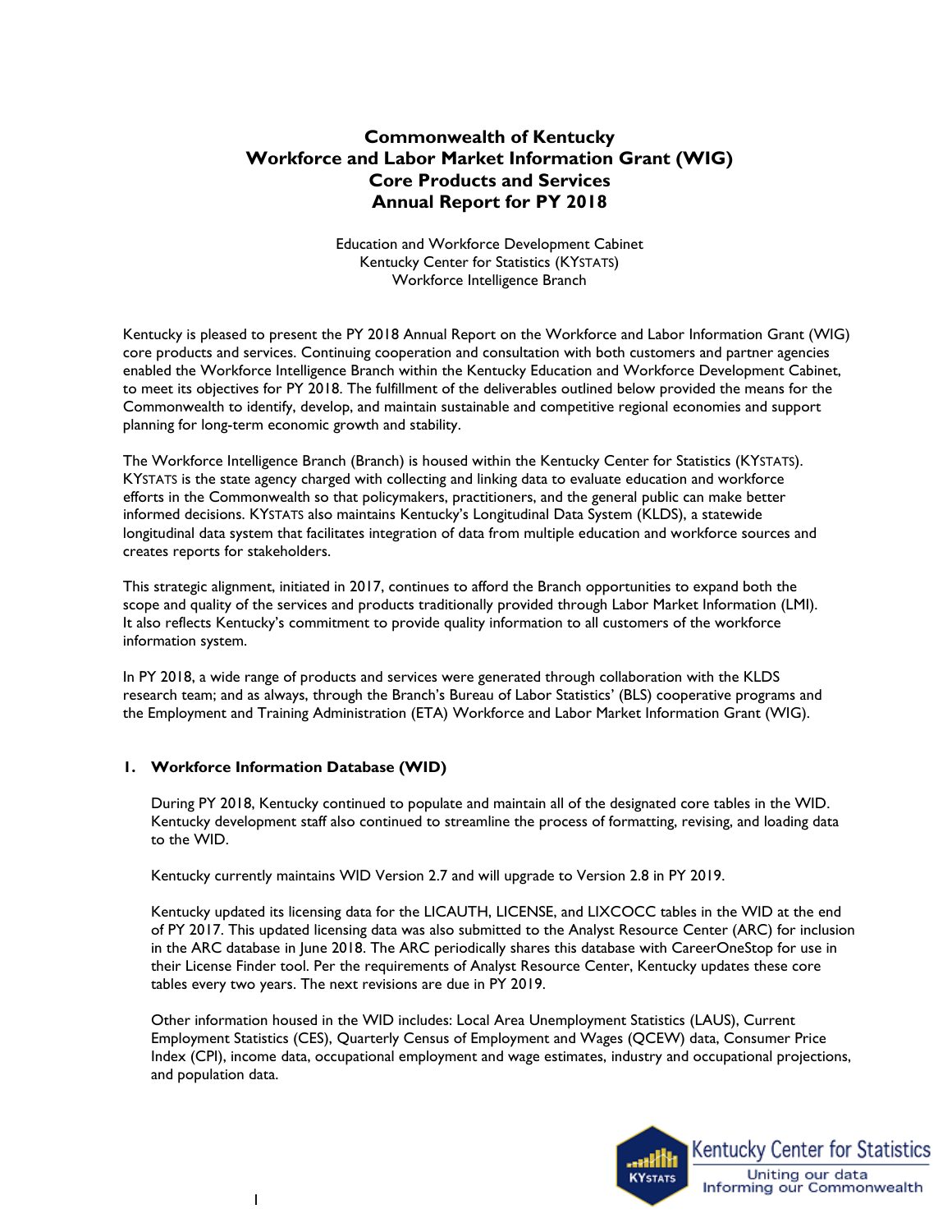# Commonwealth of Kentucky
# Workforce and Labor Market Information Grant (WIG)
# Core Products and Services
# Annual Report for PY 2018

Education and Workforce Development Cabinet
Kentucky Center for Statistics (KYSTATS)
Workforce Intelligence Branch

Kentucky is pleased to present the PY 2018 Annual Report on the Workforce and Labor Information Grant (WIG) core products and services. Continuing cooperation and consultation with both customers and partner agencies enabled the Workforce Intelligence Branch within the Kentucky Education and Workforce Development Cabinet, to meet its objectives for PY 2018. The fulfillment of the deliverables outlined below provided the means for the Commonwealth to identify, develop, and maintain sustainable and competitive regional economies and support planning for long-term economic growth and stability.

The Workforce Intelligence Branch (Branch) is housed within the Kentucky Center for Statistics (KYSTATS). KYSTATS is the state agency charged with collecting and linking data to evaluate education and workforce efforts in the Commonwealth so that policymakers, practitioners, and the general public can make better informed decisions. KYSTATS also maintains Kentucky's Longitudinal Data System (KLDS), a statewide longitudinal data system that facilitates integration of data from multiple education and workforce sources and creates reports for stakeholders.

This strategic alignment, initiated in 2017, continues to afford the Branch opportunities to expand both the scope and quality of the services and products traditionally provided through Labor Market Information (LMI). It also reflects Kentucky's commitment to provide quality information to all customers of the workforce information system.

In PY 2018, a wide range of products and services were generated through collaboration with the KLDS research team; and as always, through the Branch's Bureau of Labor Statistics' (BLS) cooperative programs and the Employment and Training Administration (ETA) Workforce and Labor Market Information Grant (WIG).

## 1. Workforce Information Database (WID)

During PY 2018, Kentucky continued to populate and maintain all of the designated core tables in the WID. Kentucky development staff also continued to streamline the process of formatting, revising, and loading data to the WID.

Kentucky currently maintains WID Version 2.7 and will upgrade to Version 2.8 in PY 2019.

Kentucky updated its licensing data for the LICAUTH, LICENSE, and LIXCOCC tables in the WID at the end of PY 2017. This updated licensing data was also submitted to the Analyst Resource Center (ARC) for inclusion in the ARC database in June 2018. The ARC periodically shares this database with CareerOneStop for use in their License Finder tool. Per the requirements of Analyst Resource Center, Kentucky updates these core tables every two years. The next revisions are due in PY 2019.

Other information housed in the WID includes: Local Area Unemployment Statistics (LAUS), Current Employment Statistics (CES), Quarterly Census of Employment and Wages (QCEW) data, Consumer Price Index (CPI), income data, occupational employment and wage estimates, industry and occupational projections, and population data.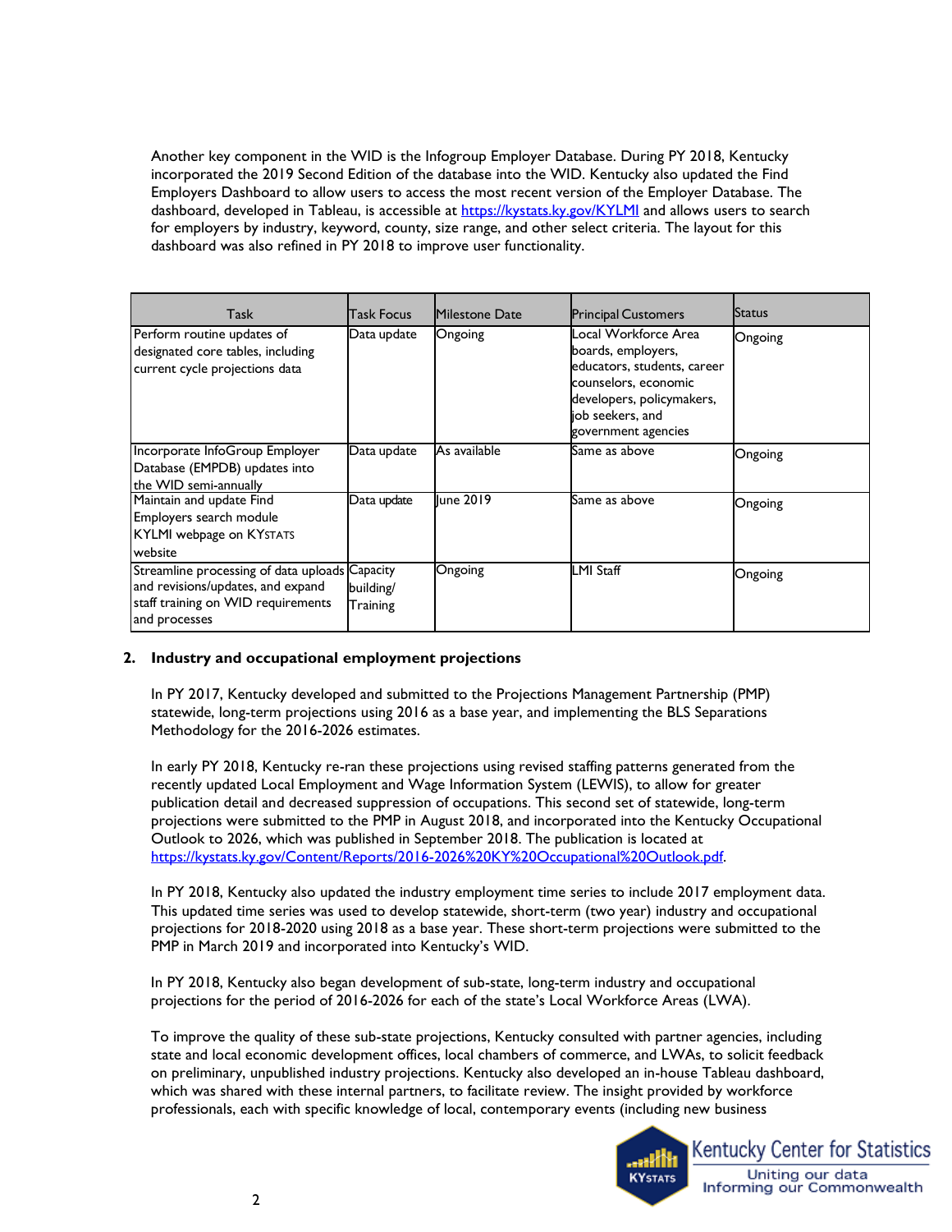Another key component in the WID is the Infogroup Employer Database. During PY 2018, Kentucky incorporated the 2019 Second Edition of the database into the WID. Kentucky also updated the Find Employers Dashboard to allow users to access the most recent version of the Employer Database. The dashboard, developed in Tableau, is accessible at https://kystats.ky.gov/KYLMI and allows users to search for employers by industry, keyword, county, size range, and other select criteria. The layout for this dashboard was also refined in PY 2018 to improve user functionality.

| Task | Task Focus | Milestone Date | Principal Customers | Status |
|---|---|---|---|---|
| Perform routine updates of designated core tables, including current cycle projections data | Data update | Ongoing | Local Workforce Area boards, employers, educators, students, career counselors, economic developers, policymakers, job seekers, and government agencies | Ongoing |
| Incorporate InfoGroup Employer Database (EMPDB) updates into the WID semi-annually | Data update | As available | Same as above | Ongoing |
| Maintain and update Find Employers search module KYLMI webpage on KYSTATS website | Data update | June 2019 | Same as above | Ongoing |
| Streamline processing of data uploads and revisions/updates, and expand staff training on WID requirements and processes | Capacity building/ Training | Ongoing | LMI Staff | Ongoing |

## 2. Industry and occupational employment projections

In PY 2017, Kentucky developed and submitted to the Projections Management Partnership (PMP) statewide, long-term projections using 2016 as a base year, and implementing the BLS Separations Methodology for the 2016-2026 estimates.

In early PY 2018, Kentucky re-ran these projections using revised staffing patterns generated from the recently updated Local Employment and Wage Information System (LEWIS), to allow for greater publication detail and decreased suppression of occupations. This second set of statewide, long-term projections were submitted to the PMP in August 2018, and incorporated into the Kentucky Occupational Outlook to 2026, which was published in September 2018. The publication is located at https://kystats.ky.gov/Content/Reports/2016-2026%20KY%20Occupational%20Outlook.pdf.

In PY 2018, Kentucky also updated the industry employment time series to include 2017 employment data. This updated time series was used to develop statewide, short-term (two year) industry and occupational projections for 2018-2020 using 2018 as a base year. These short-term projections were submitted to the PMP in March 2019 and incorporated into Kentucky's WID.

In PY 2018, Kentucky also began development of sub-state, long-term industry and occupational projections for the period of 2016-2026 for each of the state's Local Workforce Areas (LWA).

To improve the quality of these sub-state projections, Kentucky consulted with partner agencies, including state and local economic development offices, local chambers of commerce, and LWAs, to solicit feedback on preliminary, unpublished industry projections. Kentucky also developed an in-house Tableau dashboard, which was shared with these internal partners, to facilitate review. The insight provided by workforce professionals, each with specific knowledge of local, contemporary events (including new business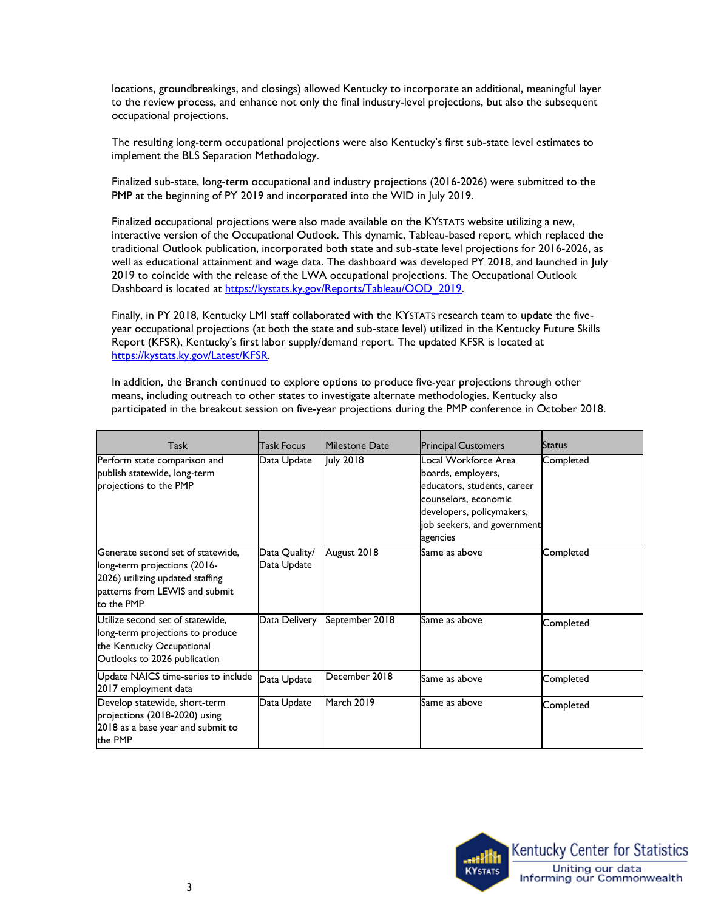locations, groundbreakings, and closings) allowed Kentucky to incorporate an additional, meaningful layer to the review process, and enhance not only the final industry-level projections, but also the subsequent occupational projections.

The resulting long-term occupational projections were also Kentucky's first sub-state level estimates to implement the BLS Separation Methodology.

Finalized sub-state, long-term occupational and industry projections (2016-2026) were submitted to the PMP at the beginning of PY 2019 and incorporated into the WID in July 2019.

Finalized occupational projections were also made available on the KYSTATS website utilizing a new, interactive version of the Occupational Outlook. This dynamic, Tableau-based report, which replaced the traditional Outlook publication, incorporated both state and sub-state level projections for 2016-2026, as well as educational attainment and wage data. The dashboard was developed PY 2018, and launched in July 2019 to coincide with the release of the LWA occupational projections. The Occupational Outlook Dashboard is located at https://kystats.ky.gov/Reports/Tableau/OOD_2019.

Finally, in PY 2018, Kentucky LMI staff collaborated with the KYSTATS research team to update the five-year occupational projections (at both the state and sub-state level) utilized in the Kentucky Future Skills Report (KFSR), Kentucky's first labor supply/demand report. The updated KFSR is located at https://kystats.ky.gov/Latest/KFSR.

In addition, the Branch continued to explore options to produce five-year projections through other means, including outreach to other states to investigate alternate methodologies. Kentucky also participated in the breakout session on five-year projections during the PMP conference in October 2018.

| Task | Task Focus | Milestone Date | Principal Customers | Status |
|---|---|---|---|---|
| Perform state comparison and publish statewide, long-term projections to the PMP | Data Update | July 2018 | Local Workforce Area boards, employers, educators, students, career counselors, economic developers, policymakers, job seekers, and government agencies | Completed |
| Generate second set of statewide, long-term projections (2016-2026) utilizing updated staffing patterns from LEWIS and submit to the PMP | Data Quality/ Data Update | August 2018 | Same as above | Completed |
| Utilize second set of statewide, long-term projections to produce the Kentucky Occupational Outlooks to 2026 publication | Data Delivery | September 2018 | Same as above | Completed |
| Update NAICS time-series to include 2017 employment data | Data Update | December 2018 | Same as above | Completed |
| Develop statewide, short-term projections (2018-2020) using 2018 as a base year and submit to the PMP | Data Update | March 2019 | Same as above | Completed |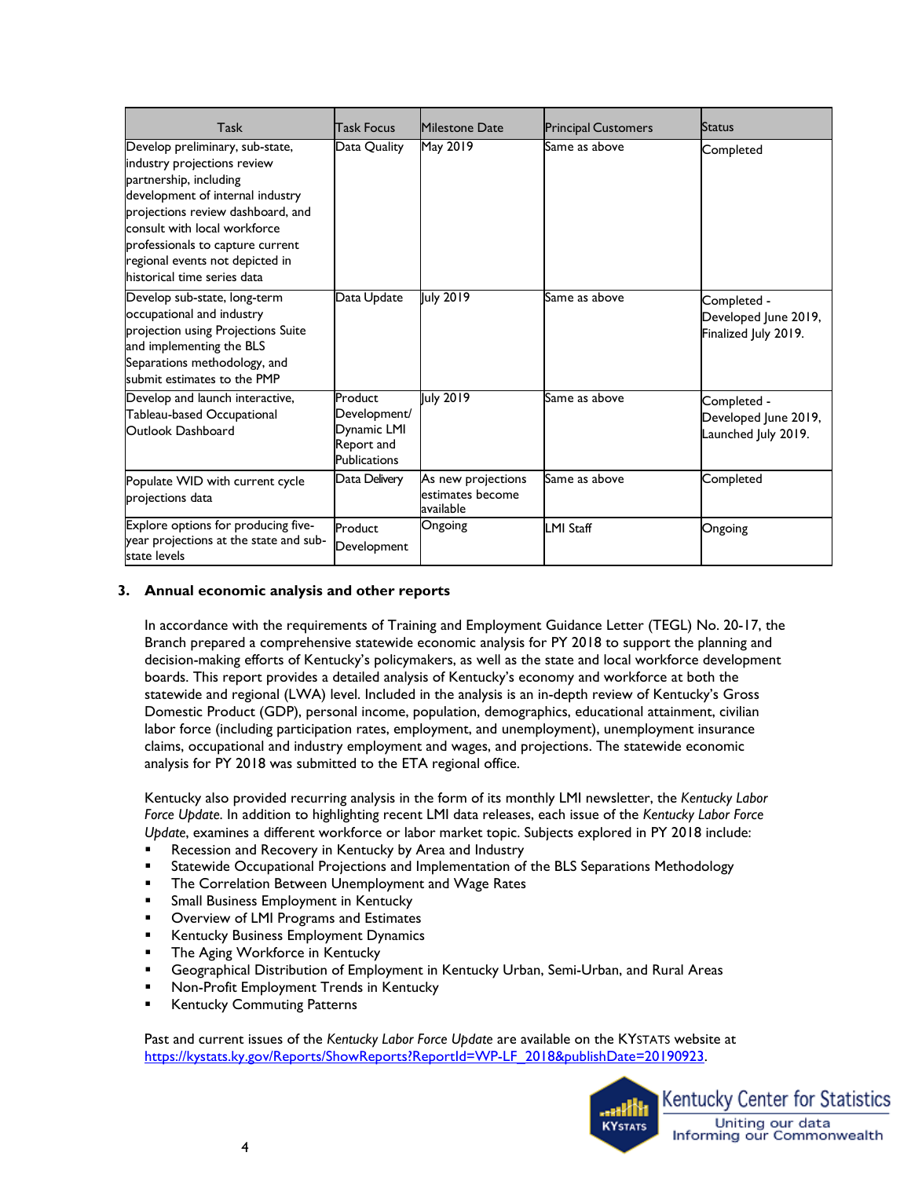| Task | Task Focus | Milestone Date | Principal Customers | Status |
|---|---|---|---|---|
| Develop preliminary, sub-state, industry projections review partnership, including development of internal industry projections review dashboard, and consult with local workforce professionals to capture current regional events not depicted in historical time series data | Data Quality | May 2019 | Same as above | Completed |
| Develop sub-state, long-term occupational and industry projection using Projections Suite and implementing the BLS Separations methodology, and submit estimates to the PMP | Data Update | July 2019 | Same as above | Completed - Developed June 2019, Finalized July 2019. |
| Develop and launch interactive, Tableau-based Occupational Outlook Dashboard | Product Development/ Dynamic LMI Report and Publications | July 2019 | Same as above | Completed - Developed June 2019, Launched July 2019. |
| Populate WID with current cycle projections data | Data Delivery | As new projections estimates become available | Same as above | Completed |
| Explore options for producing five-year projections at the state and sub-state levels | Product Development | Ongoing | LMI Staff | Ongoing |

### 3. Annual economic analysis and other reports

In accordance with the requirements of Training and Employment Guidance Letter (TEGL) No. 20-17, the Branch prepared a comprehensive statewide economic analysis for PY 2018 to support the planning and decision-making efforts of Kentucky's policymakers, as well as the state and local workforce development boards. This report provides a detailed analysis of Kentucky's economy and workforce at both the statewide and regional (LWA) level. Included in the analysis is an in-depth review of Kentucky's Gross Domestic Product (GDP), personal income, population, demographics, educational attainment, civilian labor force (including participation rates, employment, and unemployment), unemployment insurance claims, occupational and industry employment and wages, and projections. The statewide economic analysis for PY 2018 was submitted to the ETA regional office.

Kentucky also provided recurring analysis in the form of its monthly LMI newsletter, the *Kentucky Labor Force Update*. In addition to highlighting recent LMI data releases, each issue of the *Kentucky Labor Force Update*, examines a different workforce or labor market topic. Subjects explored in PY 2018 include:

- Recession and Recovery in Kentucky by Area and Industry
- Statewide Occupational Projections and Implementation of the BLS Separations Methodology
- The Correlation Between Unemployment and Wage Rates
- Small Business Employment in Kentucky
- Overview of LMI Programs and Estimates
- Kentucky Business Employment Dynamics
- The Aging Workforce in Kentucky
- Geographical Distribution of Employment in Kentucky Urban, Semi-Urban, and Rural Areas
- Non-Profit Employment Trends in Kentucky
- Kentucky Commuting Patterns

Past and current issues of the *Kentucky Labor Force Update* are available on the KYSTATS website at https://kystats.ky.gov/Reports/ShowReports?ReportId=WP-LF_2018&publishDate=20190923.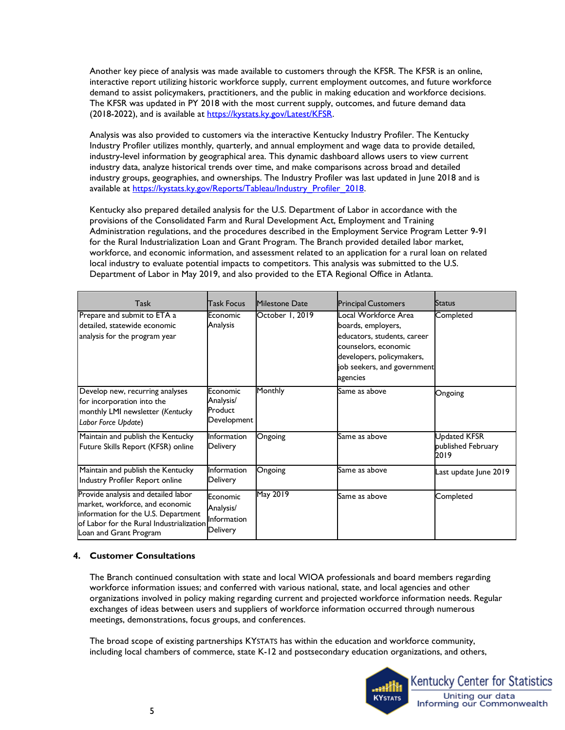Another key piece of analysis was made available to customers through the KFSR. The KFSR is an online, interactive report utilizing historic workforce supply, current employment outcomes, and future workforce demand to assist policymakers, practitioners, and the public in making education and workforce decisions. The KFSR was updated in PY 2018 with the most current supply, outcomes, and future demand data (2018-2022), and is available at https://kystats.ky.gov/Latest/KFSR.

Analysis was also provided to customers via the interactive Kentucky Industry Profiler. The Kentucky Industry Profiler utilizes monthly, quarterly, and annual employment and wage data to provide detailed, industry-level information by geographical area. This dynamic dashboard allows users to view current industry data, analyze historical trends over time, and make comparisons across broad and detailed industry groups, geographies, and ownerships. The Industry Profiler was last updated in June 2018 and is available at https://kystats.ky.gov/Reports/Tableau/Industry_Profiler_2018.

Kentucky also prepared detailed analysis for the U.S. Department of Labor in accordance with the provisions of the Consolidated Farm and Rural Development Act, Employment and Training Administration regulations, and the procedures described in the Employment Service Program Letter 9-91 for the Rural Industrialization Loan and Grant Program. The Branch provided detailed labor market, workforce, and economic information, and assessment related to an application for a rural loan on related local industry to evaluate potential impacts to competitors. This analysis was submitted to the U.S. Department of Labor in May 2019, and also provided to the ETA Regional Office in Atlanta.

| Task | Task Focus | Milestone Date | Principal Customers | Status |
|---|---|---|---|---|
| Prepare and submit to ETA a detailed, statewide economic analysis for the program year | Economic Analysis | October 1, 2019 | Local Workforce Area boards, employers, educators, students, career counselors, economic developers, policymakers, job seekers, and government agencies | Completed |
| Develop new, recurring analyses for incorporation into the monthly LMI newsletter (*Kentucky Labor Force Update*) | Economic Analysis/ Product Development | Monthly | Same as above | Ongoing |
| Maintain and publish the Kentucky Future Skills Report (KFSR) online | Information Delivery | Ongoing | Same as above | Updated KFSR published February 2019 |
| Maintain and publish the Kentucky Industry Profiler Report online | Information Delivery | Ongoing | Same as above | Last update June 2019 |
| Provide analysis and detailed labor market, workforce, and economic information for the U.S. Department of Labor for the Rural Industrialization Loan and Grant Program | Economic Analysis/ Information Delivery | May 2019 | Same as above | Completed |

## 4. Customer Consultations

The Branch continued consultation with state and local WIOA professionals and board members regarding workforce information issues; and conferred with various national, state, and local agencies and other organizations involved in policy making regarding current and projected workforce information needs. Regular exchanges of ideas between users and suppliers of workforce information occurred through numerous meetings, demonstrations, focus groups, and conferences.

The broad scope of existing partnerships KYSTATS has within the education and workforce community, including local chambers of commerce, state K-12 and postsecondary education organizations, and others,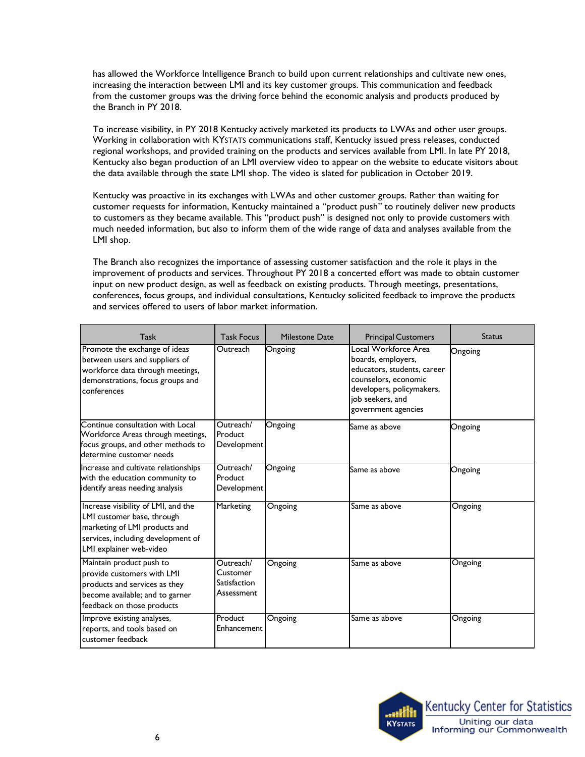has allowed the Workforce Intelligence Branch to build upon current relationships and cultivate new ones, increasing the interaction between LMI and its key customer groups. This communication and feedback from the customer groups was the driving force behind the economic analysis and products produced by the Branch in PY 2018.

To increase visibility, in PY 2018 Kentucky actively marketed its products to LWAs and other user groups. Working in collaboration with KYSTATS communications staff, Kentucky issued press releases, conducted regional workshops, and provided training on the products and services available from LMI. In late PY 2018, Kentucky also began production of an LMI overview video to appear on the website to educate visitors about the data available through the state LMI shop. The video is slated for publication in October 2019.

Kentucky was proactive in its exchanges with LWAs and other customer groups. Rather than waiting for customer requests for information, Kentucky maintained a "product push" to routinely deliver new products to customers as they became available. This "product push" is designed not only to provide customers with much needed information, but also to inform them of the wide range of data and analyses available from the LMI shop.

The Branch also recognizes the importance of assessing customer satisfaction and the role it plays in the improvement of products and services. Throughout PY 2018 a concerted effort was made to obtain customer input on new product design, as well as feedback on existing products. Through meetings, presentations, conferences, focus groups, and individual consultations, Kentucky solicited feedback to improve the products and services offered to users of labor market information.

| Task | Task Focus | Milestone Date | Principal Customers | Status |
|---|---|---|---|---|
| Promote the exchange of ideas between users and suppliers of workforce data through meetings, demonstrations, focus groups and conferences | Outreach | Ongoing | Local Workforce Area boards, employers, educators, students, career counselors, economic developers, policymakers, job seekers, and government agencies | Ongoing |
| Continue consultation with Local Workforce Areas through meetings, focus groups, and other methods to determine customer needs | Outreach/ Product Development | Ongoing | Same as above | Ongoing |
| Increase and cultivate relationships with the education community to identify areas needing analysis | Outreach/ Product Development | Ongoing | Same as above | Ongoing |
| Increase visibility of LMI, and the LMI customer base, through marketing of LMI products and services, including development of LMI explainer web-video | Marketing | Ongoing | Same as above | Ongoing |
| Maintain product push to provide customers with LMI products and services as they become available; and to garner feedback on those products | Outreach/ Customer Satisfaction Assessment | Ongoing | Same as above | Ongoing |
| Improve existing analyses, reports, and tools based on customer feedback | Product Enhancement | Ongoing | Same as above | Ongoing |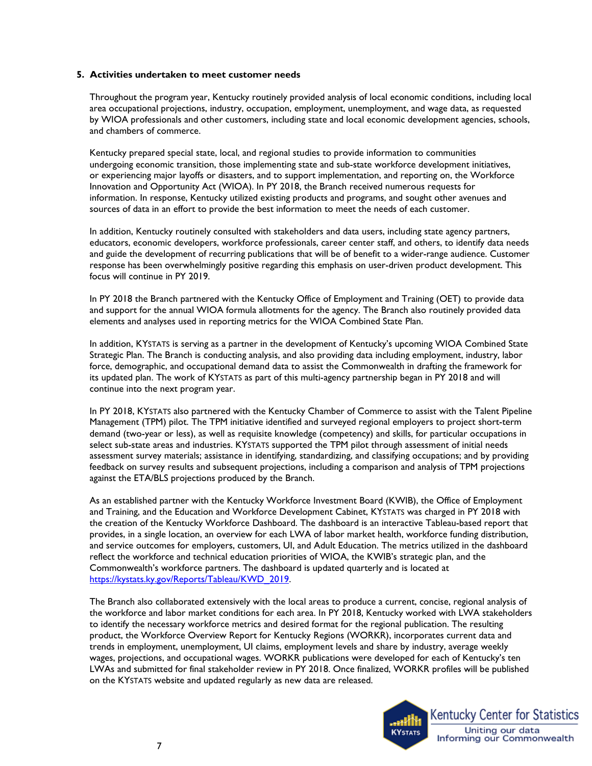**5. Activities undertaken to meet customer needs**

Throughout the program year, Kentucky routinely provided analysis of local economic conditions, including local area occupational projections, industry, occupation, employment, unemployment, and wage data, as requested by WIOA professionals and other customers, including state and local economic development agencies, schools, and chambers of commerce.

Kentucky prepared special state, local, and regional studies to provide information to communities undergoing economic transition, those implementing state and sub-state workforce development initiatives, or experiencing major layoffs or disasters, and to support implementation, and reporting on, the Workforce Innovation and Opportunity Act (WIOA). In PY 2018, the Branch received numerous requests for information. In response, Kentucky utilized existing products and programs, and sought other avenues and sources of data in an effort to provide the best information to meet the needs of each customer.

In addition, Kentucky routinely consulted with stakeholders and data users, including state agency partners, educators, economic developers, workforce professionals, career center staff, and others, to identify data needs and guide the development of recurring publications that will be of benefit to a wider-range audience. Customer response has been overwhelmingly positive regarding this emphasis on user-driven product development. This focus will continue in PY 2019.

In PY 2018 the Branch partnered with the Kentucky Office of Employment and Training (OET) to provide data and support for the annual WIOA formula allotments for the agency. The Branch also routinely provided data elements and analyses used in reporting metrics for the WIOA Combined State Plan.

In addition, KYSTATS is serving as a partner in the development of Kentucky's upcoming WIOA Combined State Strategic Plan. The Branch is conducting analysis, and also providing data including employment, industry, labor force, demographic, and occupational demand data to assist the Commonwealth in drafting the framework for its updated plan. The work of KYSTATS as part of this multi-agency partnership began in PY 2018 and will continue into the next program year.

In PY 2018, KYSTATS also partnered with the Kentucky Chamber of Commerce to assist with the Talent Pipeline Management (TPM) pilot. The TPM initiative identified and surveyed regional employers to project short-term demand (two-year or less), as well as requisite knowledge (competency) and skills, for particular occupations in select sub-state areas and industries. KYSTATS supported the TPM pilot through assessment of initial needs assessment survey materials; assistance in identifying, standardizing, and classifying occupations; and by providing feedback on survey results and subsequent projections, including a comparison and analysis of TPM projections against the ETA/BLS projections produced by the Branch.

As an established partner with the Kentucky Workforce Investment Board (KWIB), the Office of Employment and Training, and the Education and Workforce Development Cabinet, KYSTATS was charged in PY 2018 with the creation of the Kentucky Workforce Dashboard. The dashboard is an interactive Tableau-based report that provides, in a single location, an overview for each LWA of labor market health, workforce funding distribution, and service outcomes for employers, customers, UI, and Adult Education. The metrics utilized in the dashboard reflect the workforce and technical education priorities of WIOA, the KWIB's strategic plan, and the Commonwealth's workforce partners. The dashboard is updated quarterly and is located at https://kystats.ky.gov/Reports/Tableau/KWD_2019.

The Branch also collaborated extensively with the local areas to produce a current, concise, regional analysis of the workforce and labor market conditions for each area. In PY 2018, Kentucky worked with LWA stakeholders to identify the necessary workforce metrics and desired format for the regional publication. The resulting product, the Workforce Overview Report for Kentucky Regions (WORKR), incorporates current data and trends in employment, unemployment, UI claims, employment levels and share by industry, average weekly wages, projections, and occupational wages. WORKR publications were developed for each of Kentucky's ten LWAs and submitted for final stakeholder review in PY 2018. Once finalized, WORKR profiles will be published on the KYSTATS website and updated regularly as new data are released.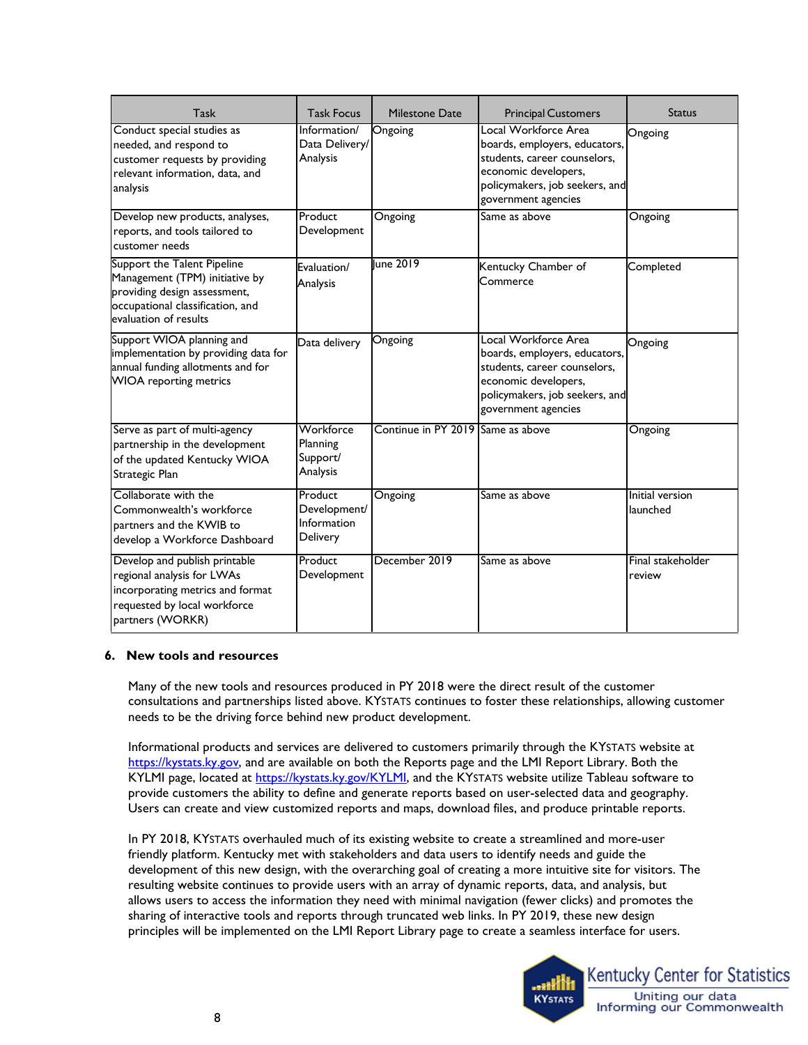| Task | Task Focus | Milestone Date | Principal Customers | Status |
|---|---|---|---|---|
| Conduct special studies as needed, and respond to customer requests by providing relevant information, data, and analysis | Information/ Data Delivery/ Analysis | Ongoing | Local Workforce Area boards, employers, educators, students, career counselors, economic developers, policymakers, job seekers, and government agencies | Ongoing |
| Develop new products, analyses, reports, and tools tailored to customer needs | Product Development | Ongoing | Same as above | Ongoing |
| Support the Talent Pipeline Management (TPM) initiative by providing design assessment, occupational classification, and evaluation of results | Evaluation/ Analysis | June 2019 | Kentucky Chamber of Commerce | Completed |
| Support WIOA planning and implementation by providing data for annual funding allotments and for WIOA reporting metrics | Data delivery | Ongoing | Local Workforce Area boards, employers, educators, students, career counselors, economic developers, policymakers, job seekers, and government agencies | Ongoing |
| Serve as part of multi-agency partnership in the development of the updated Kentucky WIOA Strategic Plan | Workforce Planning Support/ Analysis | Continue in PY 2019 | Same as above | Ongoing |
| Collaborate with the Commonwealth's workforce partners and the KWIB to develop a Workforce Dashboard | Product Development/ Information Delivery | Ongoing | Same as above | Initial version launched |
| Develop and publish printable regional analysis for LWAs incorporating metrics and format requested by local workforce partners (WORKR) | Product Development | December 2019 | Same as above | Final stakeholder review |

### 6. New tools and resources

Many of the new tools and resources produced in PY 2018 were the direct result of the customer consultations and partnerships listed above. KYSTATS continues to foster these relationships, allowing customer needs to be the driving force behind new product development.

Informational products and services are delivered to customers primarily through the KYSTATS website at https://kystats.ky.gov, and are available on both the Reports page and the LMI Report Library. Both the KYLMI page, located at https://kystats.ky.gov/KYLMI, and the KYSTATS website utilize Tableau software to provide customers the ability to define and generate reports based on user-selected data and geography. Users can create and view customized reports and maps, download files, and produce printable reports.

In PY 2018, KYSTATS overhauled much of its existing website to create a streamlined and more-user friendly platform. Kentucky met with stakeholders and data users to identify needs and guide the development of this new design, with the overarching goal of creating a more intuitive site for visitors. The resulting website continues to provide users with an array of dynamic reports, data, and analysis, but allows users to access the information they need with minimal navigation (fewer clicks) and promotes the sharing of interactive tools and reports through truncated web links. In PY 2019, these new design principles will be implemented on the LMI Report Library page to create a seamless interface for users.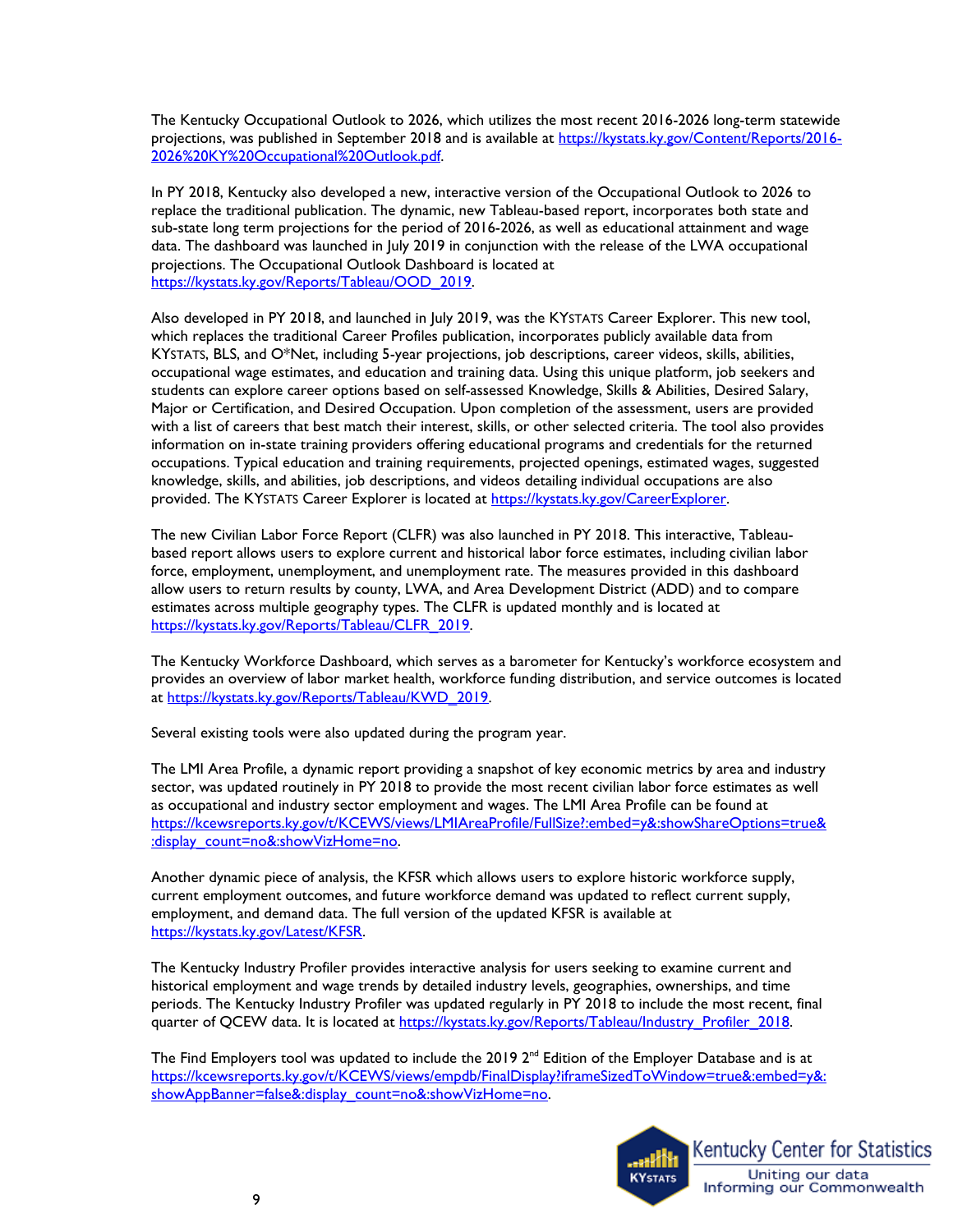The Kentucky Occupational Outlook to 2026, which utilizes the most recent 2016-2026 long-term statewide projections, was published in September 2018 and is available at https://kystats.ky.gov/Content/Reports/2016-2026%20KY%20Occupational%20Outlook.pdf.

In PY 2018, Kentucky also developed a new, interactive version of the Occupational Outlook to 2026 to replace the traditional publication. The dynamic, new Tableau-based report, incorporates both state and sub-state long term projections for the period of 2016-2026, as well as educational attainment and wage data. The dashboard was launched in July 2019 in conjunction with the release of the LWA occupational projections. The Occupational Outlook Dashboard is located at https://kystats.ky.gov/Reports/Tableau/OOD_2019.

Also developed in PY 2018, and launched in July 2019, was the KYSTATS Career Explorer. This new tool, which replaces the traditional Career Profiles publication, incorporates publicly available data from KYSTATS, BLS, and O*Net, including 5-year projections, job descriptions, career videos, skills, abilities, occupational wage estimates, and education and training data. Using this unique platform, job seekers and students can explore career options based on self-assessed Knowledge, Skills & Abilities, Desired Salary, Major or Certification, and Desired Occupation. Upon completion of the assessment, users are provided with a list of careers that best match their interest, skills, or other selected criteria. The tool also provides information on in-state training providers offering educational programs and credentials for the returned occupations. Typical education and training requirements, projected openings, estimated wages, suggested knowledge, skills, and abilities, job descriptions, and videos detailing individual occupations are also provided. The KYSTATS Career Explorer is located at https://kystats.ky.gov/CareerExplorer.

The new Civilian Labor Force Report (CLFR) was also launched in PY 2018. This interactive, Tableau-based report allows users to explore current and historical labor force estimates, including civilian labor force, employment, unemployment, and unemployment rate. The measures provided in this dashboard allow users to return results by county, LWA, and Area Development District (ADD) and to compare estimates across multiple geography types. The CLFR is updated monthly and is located at https://kystats.ky.gov/Reports/Tableau/CLFR_2019.

The Kentucky Workforce Dashboard, which serves as a barometer for Kentucky's workforce ecosystem and provides an overview of labor market health, workforce funding distribution, and service outcomes is located at https://kystats.ky.gov/Reports/Tableau/KWD_2019.

Several existing tools were also updated during the program year.

The LMI Area Profile, a dynamic report providing a snapshot of key economic metrics by area and industry sector, was updated routinely in PY 2018 to provide the most recent civilian labor force estimates as well as occupational and industry sector employment and wages. The LMI Area Profile can be found at https://kcewsreports.ky.gov/t/KCEWS/views/LMIAreaProfile/FullSize?:embed=y&:showShareOptions=true&:display_count=no&:showVizHome=no.

Another dynamic piece of analysis, the KFSR which allows users to explore historic workforce supply, current employment outcomes, and future workforce demand was updated to reflect current supply, employment, and demand data. The full version of the updated KFSR is available at https://kystats.ky.gov/Latest/KFSR.

The Kentucky Industry Profiler provides interactive analysis for users seeking to examine current and historical employment and wage trends by detailed industry levels, geographies, ownerships, and time periods. The Kentucky Industry Profiler was updated regularly in PY 2018 to include the most recent, final quarter of QCEW data. It is located at https://kystats.ky.gov/Reports/Tableau/Industry_Profiler_2018.

The Find Employers tool was updated to include the 2019 2nd Edition of the Employer Database and is at https://kcewsreports.ky.gov/t/KCEWS/views/empdb/FinalDisplay?iframeSizedToWindow=true&:embed=y&:showAppBanner=false&:display_count=no&:showVizHome=no.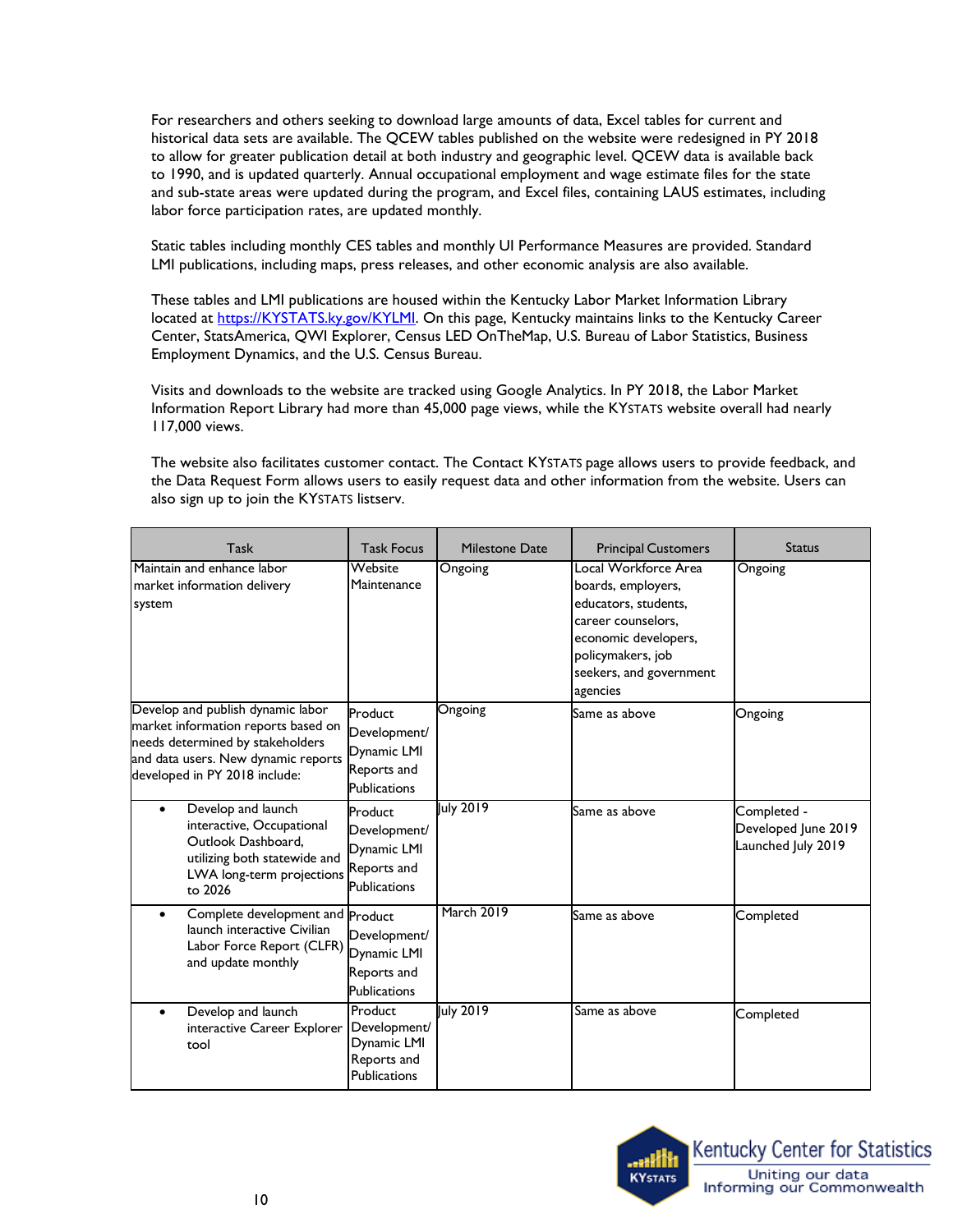For researchers and others seeking to download large amounts of data, Excel tables for current and historical data sets are available. The QCEW tables published on the website were redesigned in PY 2018 to allow for greater publication detail at both industry and geographic level. QCEW data is available back to 1990, and is updated quarterly. Annual occupational employment and wage estimate files for the state and sub-state areas were updated during the program, and Excel files, containing LAUS estimates, including labor force participation rates, are updated monthly.

Static tables including monthly CES tables and monthly UI Performance Measures are provided. Standard LMI publications, including maps, press releases, and other economic analysis are also available.

These tables and LMI publications are housed within the Kentucky Labor Market Information Library located at https://KYSTATS.ky.gov/KYLMI. On this page, Kentucky maintains links to the Kentucky Career Center, StatsAmerica, QWI Explorer, Census LED OnTheMap, U.S. Bureau of Labor Statistics, Business Employment Dynamics, and the U.S. Census Bureau.

Visits and downloads to the website are tracked using Google Analytics. In PY 2018, the Labor Market Information Report Library had more than 45,000 page views, while the KYSTATS website overall had nearly 117,000 views.

The website also facilitates customer contact. The Contact KYSTATS page allows users to provide feedback, and the Data Request Form allows users to easily request data and other information from the website. Users can also sign up to join the KYSTATS listserv.

| Task | Task Focus | Milestone Date | Principal Customers | Status |
|---|---|---|---|---|
| Maintain and enhance labor market information delivery system | Website Maintenance | Ongoing | Local Workforce Area boards, employers, educators, students, career counselors, economic developers, policymakers, job seekers, and government agencies | Ongoing |
| Develop and publish dynamic labor market information reports based on needs determined by stakeholders and data users. New dynamic reports developed in PY 2018 include: | Product Development/ Dynamic LMI Reports and Publications | Ongoing | Same as above | Ongoing |
| • Develop and launch interactive, Occupational Outlook Dashboard, utilizing both statewide and LWA long-term projections to 2026 | Product Development/ Dynamic LMI Reports and Publications | July 2019 | Same as above | Completed - Developed June 2019 Launched July 2019 |
| • Complete development and launch interactive Civilian Labor Force Report (CLFR) and update monthly | Product Development/ Dynamic LMI Reports and Publications | March 2019 | Same as above | Completed |
| • Develop and launch interactive Career Explorer tool | Product Development/ Dynamic LMI Reports and Publications | July 2019 | Same as above | Completed |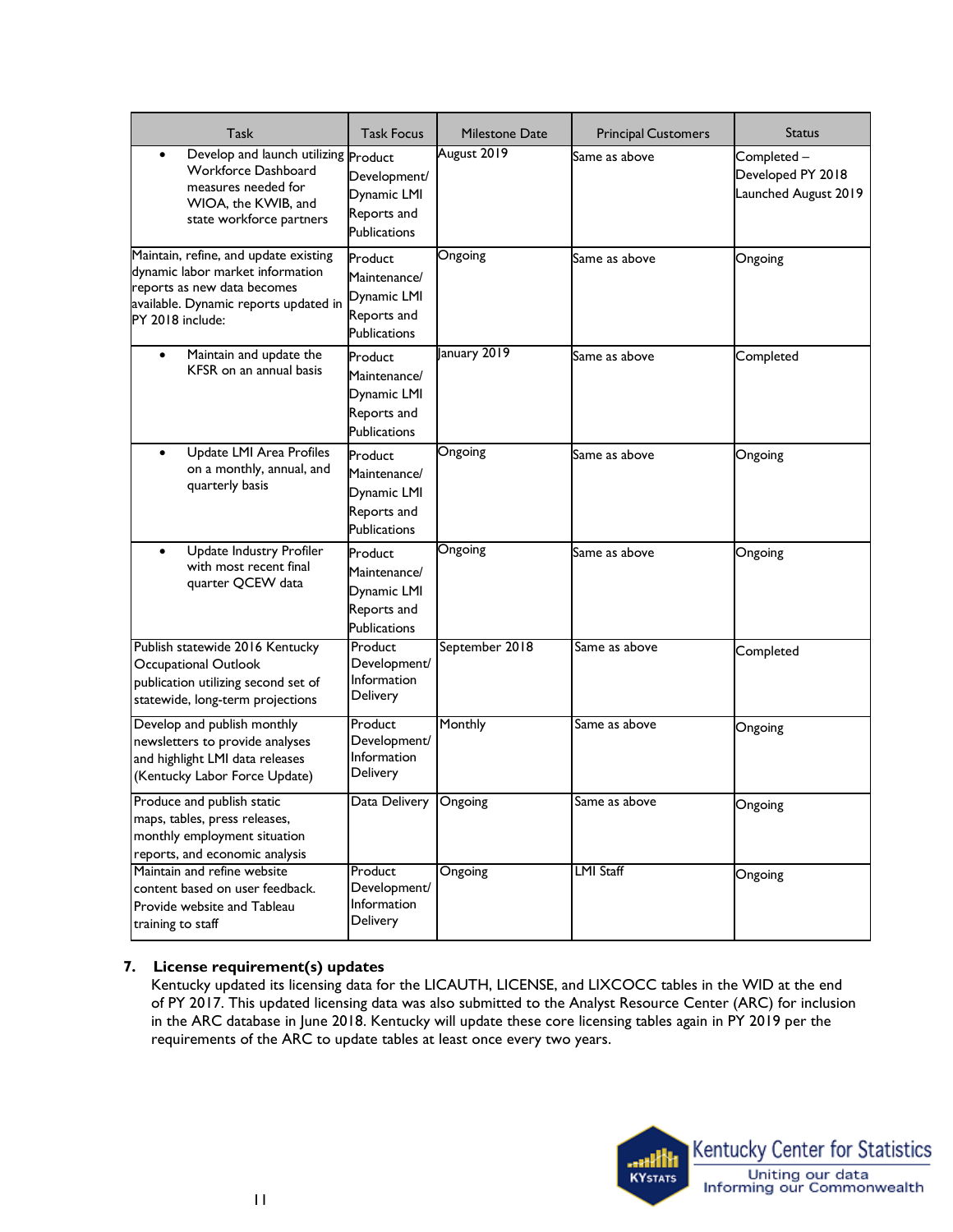| Task | Task Focus | Milestone Date | Principal Customers | Status |
|---|---|---|---|---|
| • Develop and launch utilizing Workforce Dashboard measures needed for WIOA, the KWIB, and state workforce partners | Product Development/ Dynamic LMI Reports and Publications | August 2019 | Same as above | Completed – Developed PY 2018 Launched August 2019 |
| Maintain, refine, and update existing dynamic labor market information reports as new data becomes available. Dynamic reports updated in PY 2018 include: | Product Maintenance/ Dynamic LMI Reports and Publications | Ongoing | Same as above | Ongoing |
| • Maintain and update the KFSR on an annual basis | Product Maintenance/ Dynamic LMI Reports and Publications | January 2019 | Same as above | Completed |
| • Update LMI Area Profiles on a monthly, annual, and quarterly basis | Product Maintenance/ Dynamic LMI Reports and Publications | Ongoing | Same as above | Ongoing |
| • Update Industry Profiler with most recent final quarter QCEW data | Product Maintenance/ Dynamic LMI Reports and Publications | Ongoing | Same as above | Ongoing |
| Publish statewide 2016 Kentucky Occupational Outlook publication utilizing second set of statewide, long-term projections | Product Development/ Information Delivery | September 2018 | Same as above | Completed |
| Develop and publish monthly newsletters to provide analyses and highlight LMI data releases (Kentucky Labor Force Update) | Product Development/ Information Delivery | Monthly | Same as above | Ongoing |
| Produce and publish static maps, tables, press releases, monthly employment situation reports, and economic analysis | Data Delivery | Ongoing | Same as above | Ongoing |
| Maintain and refine website content based on user feedback. Provide website and Tableau training to staff | Product Development/ Information Delivery | Ongoing | LMI Staff | Ongoing |

**7. License requirement(s) updates**

Kentucky updated its licensing data for the LICAUTH, LICENSE, and LIXCOCC tables in the WID at the end of PY 2017. This updated licensing data was also submitted to the Analyst Resource Center (ARC) for inclusion in the ARC database in June 2018. Kentucky will update these core licensing tables again in PY 2019 per the requirements of the ARC to update tables at least once every two years.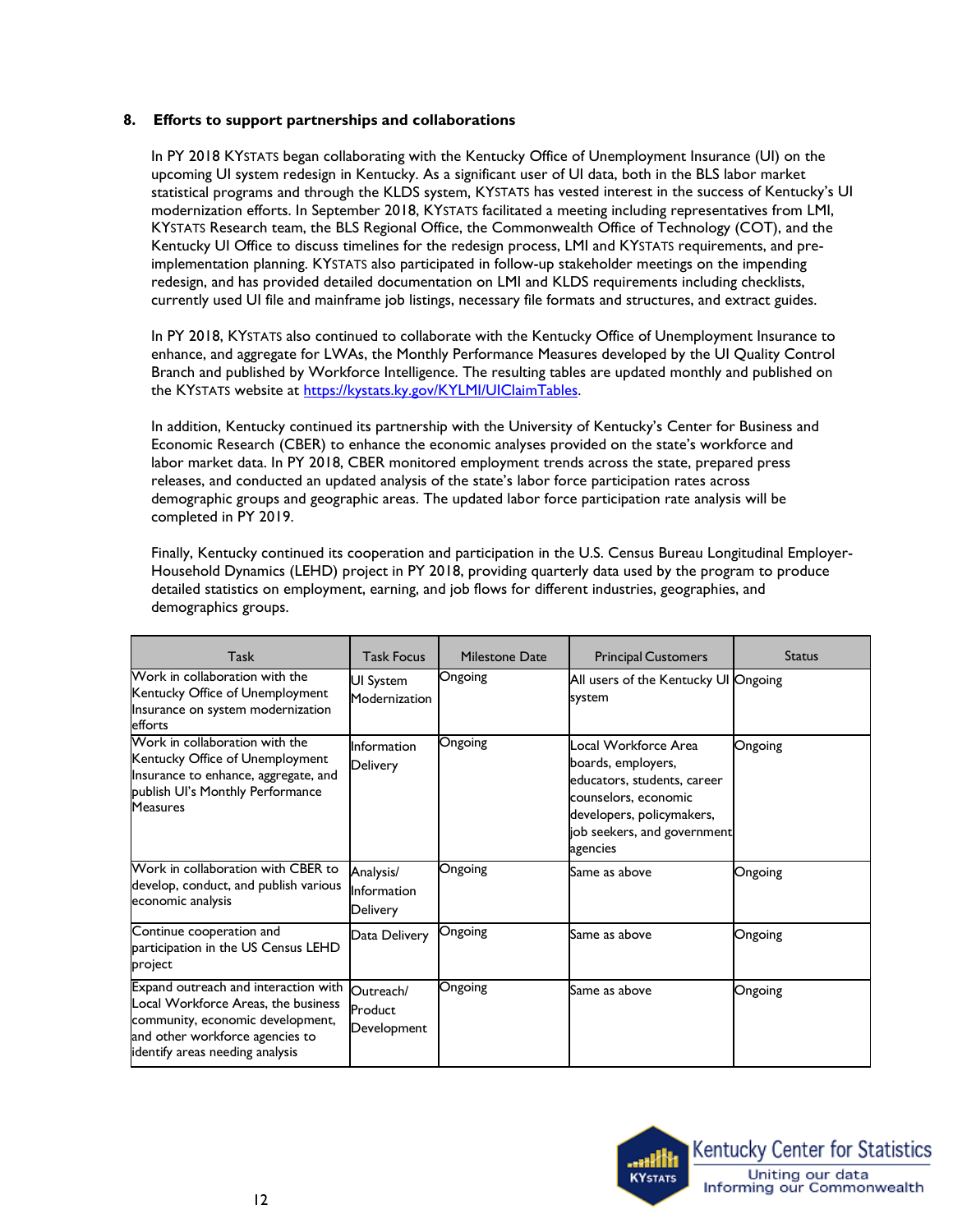## 8. Efforts to support partnerships and collaborations

In PY 2018 KYSTATS began collaborating with the Kentucky Office of Unemployment Insurance (UI) on the upcoming UI system redesign in Kentucky. As a significant user of UI data, both in the BLS labor market statistical programs and through the KLDS system, KYSTATS has vested interest in the success of Kentucky's UI modernization efforts. In September 2018, KYSTATS facilitated a meeting including representatives from LMI, KYSTATS Research team, the BLS Regional Office, the Commonwealth Office of Technology (COT), and the Kentucky UI Office to discuss timelines for the redesign process, LMI and KYSTATS requirements, and pre-implementation planning. KYSTATS also participated in follow-up stakeholder meetings on the impending redesign, and has provided detailed documentation on LMI and KLDS requirements including checklists, currently used UI file and mainframe job listings, necessary file formats and structures, and extract guides.

In PY 2018, KYSTATS also continued to collaborate with the Kentucky Office of Unemployment Insurance to enhance, and aggregate for LWAs, the Monthly Performance Measures developed by the UI Quality Control Branch and published by Workforce Intelligence. The resulting tables are updated monthly and published on the KYSTATS website at https://kystats.ky.gov/KYLMI/UIClaimTables.

In addition, Kentucky continued its partnership with the University of Kentucky's Center for Business and Economic Research (CBER) to enhance the economic analyses provided on the state's workforce and labor market data. In PY 2018, CBER monitored employment trends across the state, prepared press releases, and conducted an updated analysis of the state's labor force participation rates across demographic groups and geographic areas. The updated labor force participation rate analysis will be completed in PY 2019.

Finally, Kentucky continued its cooperation and participation in the U.S. Census Bureau Longitudinal Employer-Household Dynamics (LEHD) project in PY 2018, providing quarterly data used by the program to produce detailed statistics on employment, earning, and job flows for different industries, geographies, and demographics groups.

| Task | Task Focus | Milestone Date | Principal Customers | Status |
|---|---|---|---|---|
| Work in collaboration with the Kentucky Office of Unemployment Insurance on system modernization efforts | UI System Modernization | Ongoing | All users of the Kentucky UI system | Ongoing |
| Work in collaboration with the Kentucky Office of Unemployment Insurance to enhance, aggregate, and publish UI's Monthly Performance Measures | Information Delivery | Ongoing | Local Workforce Area boards, employers, educators, students, career counselors, economic developers, policymakers, job seekers, and government agencies | Ongoing |
| Work in collaboration with CBER to develop, conduct, and publish various economic analysis | Analysis/ Information Delivery | Ongoing | Same as above | Ongoing |
| Continue cooperation and participation in the US Census LEHD project | Data Delivery | Ongoing | Same as above | Ongoing |
| Expand outreach and interaction with Local Workforce Areas, the business community, economic development, and other workforce agencies to identify areas needing analysis | Outreach/ Product Development | Ongoing | Same as above | Ongoing |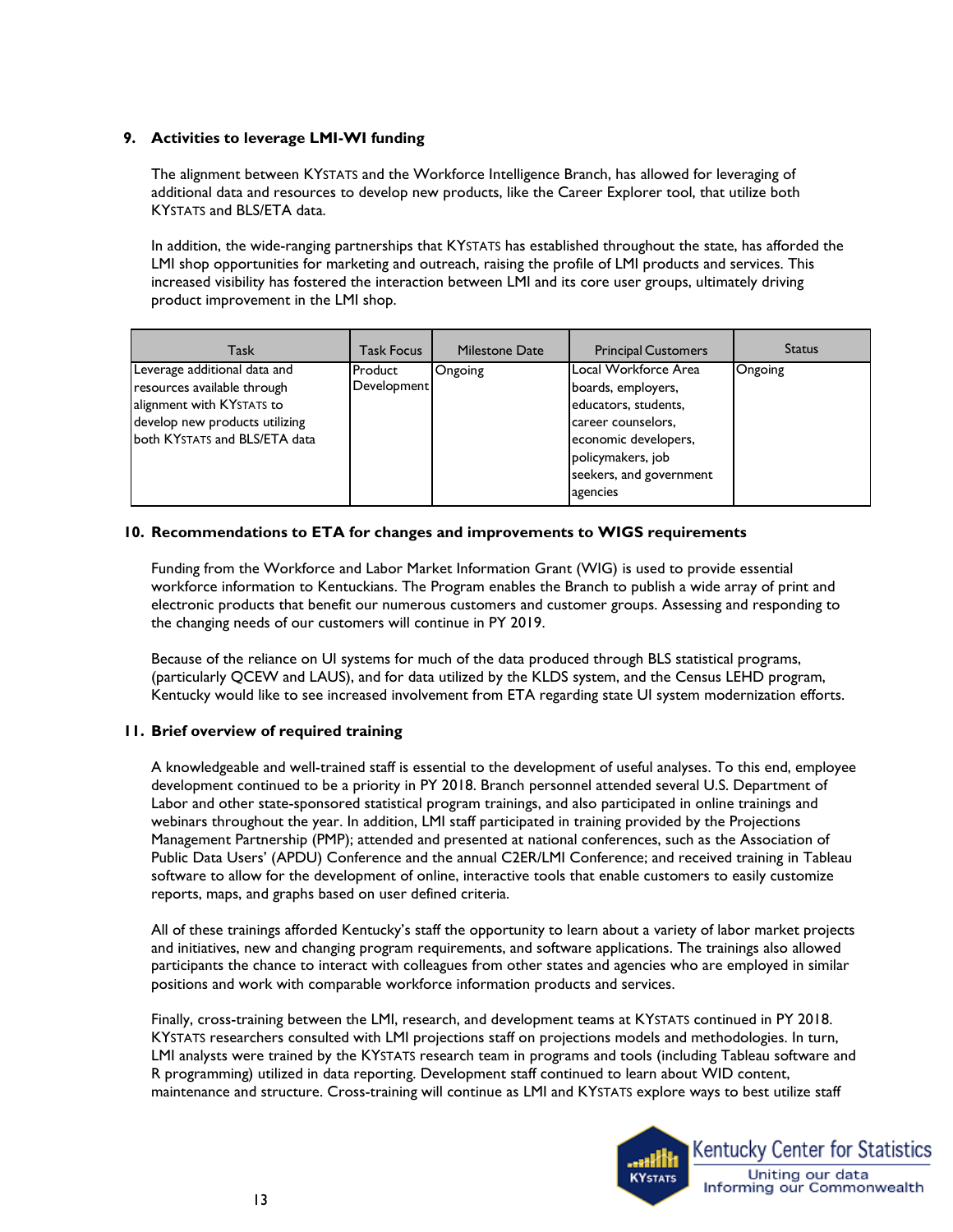## 9. Activities to leverage LMI-WI funding

The alignment between KYSTATS and the Workforce Intelligence Branch, has allowed for leveraging of additional data and resources to develop new products, like the Career Explorer tool, that utilize both KYSTATS and BLS/ETA data.

In addition, the wide-ranging partnerships that KYSTATS has established throughout the state, has afforded the LMI shop opportunities for marketing and outreach, raising the profile of LMI products and services. This increased visibility has fostered the interaction between LMI and its core user groups, ultimately driving product improvement in the LMI shop.

| Task | Task Focus | Milestone Date | Principal Customers | Status |
|---|---|---|---|---|
| Leverage additional data and resources available through alignment with KYSTATS to develop new products utilizing both KYSTATS and BLS/ETA data | Product Development | Ongoing | Local Workforce Area boards, employers, educators, students, career counselors, economic developers, policymakers, job seekers, and government agencies | Ongoing |

## 10. Recommendations to ETA for changes and improvements to WIGS requirements

Funding from the Workforce and Labor Market Information Grant (WIG) is used to provide essential workforce information to Kentuckians. The Program enables the Branch to publish a wide array of print and electronic products that benefit our numerous customers and customer groups. Assessing and responding to the changing needs of our customers will continue in PY 2019.

Because of the reliance on UI systems for much of the data produced through BLS statistical programs, (particularly QCEW and LAUS), and for data utilized by the KLDS system, and the Census LEHD program, Kentucky would like to see increased involvement from ETA regarding state UI system modernization efforts.

## 11. Brief overview of required training

A knowledgeable and well-trained staff is essential to the development of useful analyses. To this end, employee development continued to be a priority in PY 2018. Branch personnel attended several U.S. Department of Labor and other state-sponsored statistical program trainings, and also participated in online trainings and webinars throughout the year. In addition, LMI staff participated in training provided by the Projections Management Partnership (PMP); attended and presented at national conferences, such as the Association of Public Data Users' (APDU) Conference and the annual C2ER/LMI Conference; and received training in Tableau software to allow for the development of online, interactive tools that enable customers to easily customize reports, maps, and graphs based on user defined criteria.

All of these trainings afforded Kentucky's staff the opportunity to learn about a variety of labor market projects and initiatives, new and changing program requirements, and software applications. The trainings also allowed participants the chance to interact with colleagues from other states and agencies who are employed in similar positions and work with comparable workforce information products and services.

Finally, cross-training between the LMI, research, and development teams at KYSTATS continued in PY 2018. KYSTATS researchers consulted with LMI projections staff on projections models and methodologies. In turn, LMI analysts were trained by the KYSTATS research team in programs and tools (including Tableau software and R programming) utilized in data reporting. Development staff continued to learn about WID content, maintenance and structure. Cross-training will continue as LMI and KYSTATS explore ways to best utilize staff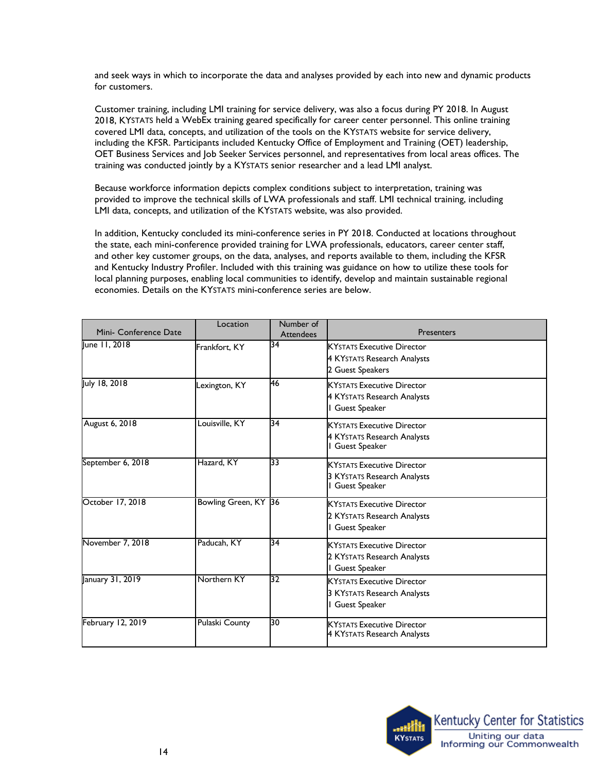and seek ways in which to incorporate the data and analyses provided by each into new and dynamic products for customers.

Customer training, including LMI training for service delivery, was also a focus during PY 2018. In August 2018, KYSTATS held a WebEx training geared specifically for career center personnel. This online training covered LMI data, concepts, and utilization of the tools on the KYSTATS website for service delivery, including the KFSR. Participants included Kentucky Office of Employment and Training (OET) leadership, OET Business Services and Job Seeker Services personnel, and representatives from local areas offices. The training was conducted jointly by a KYSTATS senior researcher and a lead LMI analyst.

Because workforce information depicts complex conditions subject to interpretation, training was provided to improve the technical skills of LWA professionals and staff. LMI technical training, including LMI data, concepts, and utilization of the KYSTATS website, was also provided.

In addition, Kentucky concluded its mini-conference series in PY 2018. Conducted at locations throughout the state, each mini-conference provided training for LWA professionals, educators, career center staff, and other key customer groups, on the data, analyses, and reports available to them, including the KFSR and Kentucky Industry Profiler. Included with this training was guidance on how to utilize these tools for local planning purposes, enabling local communities to identify, develop and maintain sustainable regional economies. Details on the KYSTATS mini-conference series are below.

| Mini- Conference Date | Location | Number of Attendees | Presenters |
|---|---|---|---|
| June 11, 2018 | Frankfort, KY | 34 | KYSTATS Executive Director<br>4 KYSTATS Research Analysts<br>2 Guest Speakers |
| July 18, 2018 | Lexington, KY | 46 | KYSTATS Executive Director<br>4 KYSTATS Research Analysts<br>1 Guest Speaker |
| August 6, 2018 | Louisville, KY | 34 | KYSTATS Executive Director<br>4 KYSTATS Research Analysts<br>1 Guest Speaker |
| September 6, 2018 | Hazard, KY | 33 | KYSTATS Executive Director<br>3 KYSTATS Research Analysts<br>1 Guest Speaker |
| October 17, 2018 | Bowling Green, KY | 36 | KYSTATS Executive Director<br>2 KYSTATS Research Analysts<br>1 Guest Speaker |
| November 7, 2018 | Paducah, KY | 34 | KYSTATS Executive Director<br>2 KYSTATS Research Analysts<br>1 Guest Speaker |
| January 31, 2019 | Northern KY | 32 | KYSTATS Executive Director<br>3 KYSTATS Research Analysts<br>1 Guest Speaker |
| February 12, 2019 | Pulaski County | 30 | KYSTATS Executive Director<br>4 KYSTATS Research Analysts |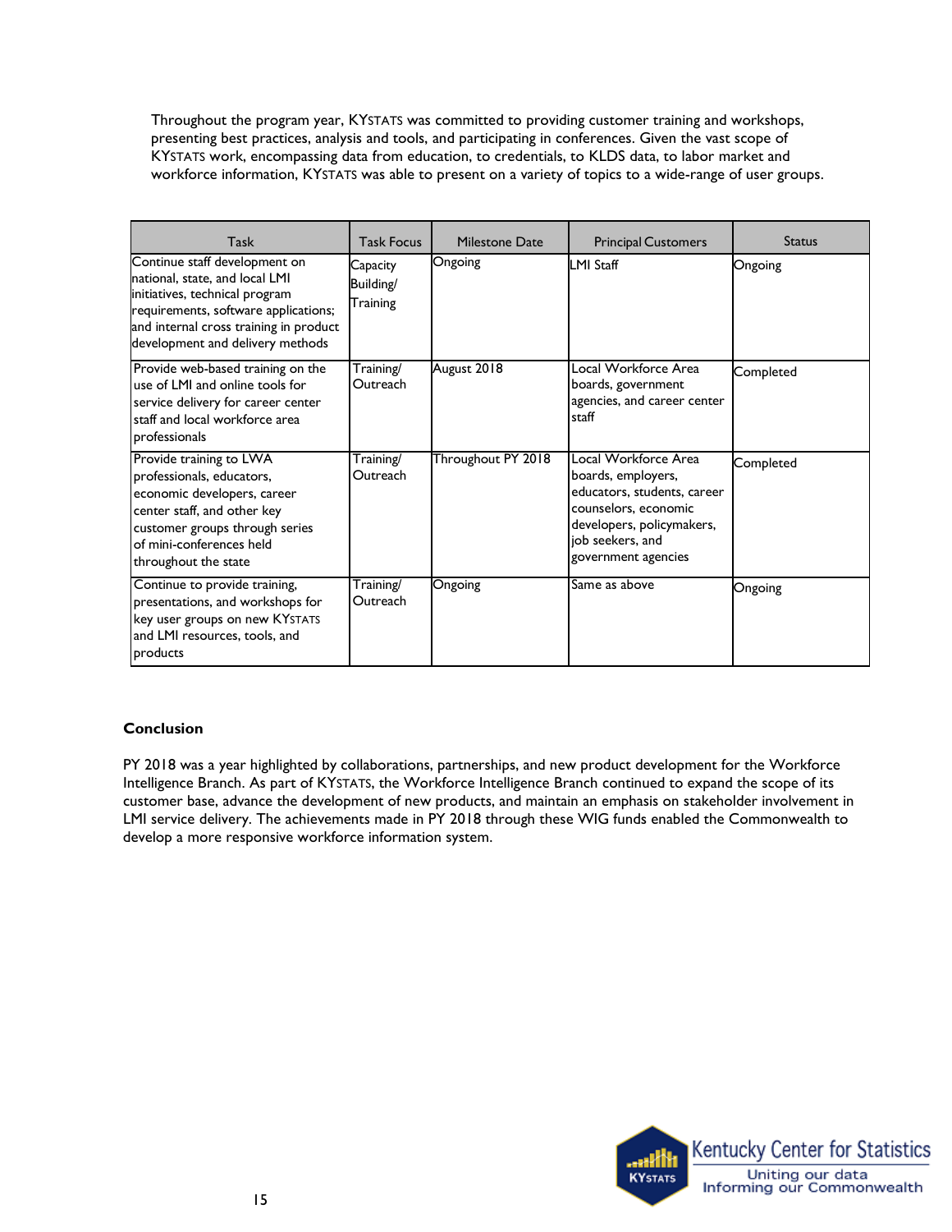Throughout the program year, KYSTATS was committed to providing customer training and workshops, presenting best practices, analysis and tools, and participating in conferences. Given the vast scope of KYSTATS work, encompassing data from education, to credentials, to KLDS data, to labor market and workforce information, KYSTATS was able to present on a variety of topics to a wide-range of user groups.

| Task | Task Focus | Milestone Date | Principal Customers | Status |
|---|---|---|---|---|
| Continue staff development on national, state, and local LMI initiatives, technical program requirements, software applications; and internal cross training in product development and delivery methods | Capacity Building/ Training | Ongoing | LMI Staff | Ongoing |
| Provide web-based training on the use of LMI and online tools for service delivery for career center staff and local workforce area professionals | Training/ Outreach | August 2018 | Local Workforce Area boards, government agencies, and career center staff | Completed |
| Provide training to LWA professionals, educators, economic developers, career center staff, and other key customer groups through series of mini-conferences held throughout the state | Training/ Outreach | Throughout PY 2018 | Local Workforce Area boards, employers, educators, students, career counselors, economic developers, policymakers, job seekers, and government agencies | Completed |
| Continue to provide training, presentations, and workshops for key user groups on new KYSTATS and LMI resources, tools, and products | Training/ Outreach | Ongoing | Same as above | Ongoing |

**Conclusion**

PY 2018 was a year highlighted by collaborations, partnerships, and new product development for the Workforce Intelligence Branch. As part of KYSTATS, the Workforce Intelligence Branch continued to expand the scope of its customer base, advance the development of new products, and maintain an emphasis on stakeholder involvement in LMI service delivery. The achievements made in PY 2018 through these WIG funds enabled the Commonwealth to develop a more responsive workforce information system.